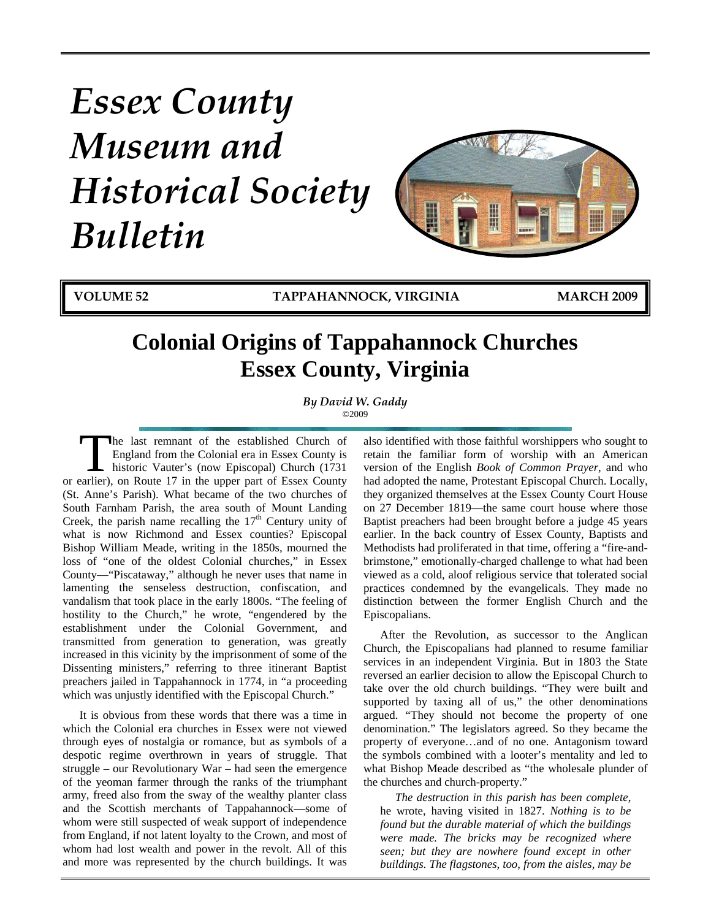# Essex County Museum and Historical Society Bulletin

**VOLUME 52 TAPPAHANNOCK, VIRGINIA MARCH 2009**

# Colonial Origins of Tappahannock Churches Essex County, Virginia

*By David W. Gaddy*
©2009

The last remnant of the established Church of England from the Colonial era in Essex County is historic Vauter's (now Episcopal) Church (1731 or earlier), on Route 17 in the upper part of Essex County (St. Anne's Parish). What became of the two churches of South Farnham Parish, the area south of Mount Landing Creek, the parish name recalling the 17th Century unity of what is now Richmond and Essex counties? Episcopal Bishop William Meade, writing in the 1850s, mourned the loss of "one of the oldest Colonial churches," in Essex County—"Piscataway," although he never uses that name in lamenting the senseless destruction, confiscation, and vandalism that took place in the early 1800s. "The feeling of hostility to the Church," he wrote, "engendered by the establishment under the Colonial Government, and transmitted from generation to generation, was greatly increased in this vicinity by the imprisonment of some of the Dissenting ministers," referring to three itinerant Baptist preachers jailed in Tappahannock in 1774, in "a proceeding which was unjustly identified with the Episcopal Church."

It is obvious from these words that there was a time in which the Colonial era churches in Essex were not viewed through eyes of nostalgia or romance, but as symbols of a despotic regime overthrown in years of struggle. That struggle – our Revolutionary War – had seen the emergence of the yeoman farmer through the ranks of the triumphant army, freed also from the sway of the wealthy planter class and the Scottish merchants of Tappahannock—some of whom were still suspected of weak support of independence from England, if not latent loyalty to the Crown, and most of whom had lost wealth and power in the revolt. All of this and more was represented by the church buildings. It was also identified with those faithful worshippers who sought to retain the familiar form of worship with an American version of the English *Book of Common Prayer*, and who had adopted the name, Protestant Episcopal Church. Locally, they organized themselves at the Essex County Court House on 27 December 1819—the same court house where those Baptist preachers had been brought before a judge 45 years earlier. In the back country of Essex County, Baptists and Methodists had proliferated in that time, offering a "fire-and-brimstone," emotionally-charged challenge to what had been viewed as a cold, aloof religious service that tolerated social practices condemned by the evangelicals. They made no distinction between the former English Church and the Episcopalians.

After the Revolution, as successor to the Anglican Church, the Episcopalians had planned to resume familiar services in an independent Virginia. But in 1803 the State reversed an earlier decision to allow the Episcopal Church to take over the old church buildings. "They were built and supported by taxing all of us," the other denominations argued. "They should not become the property of one denomination." The legislators agreed. So they became the property of everyone…and of no one. Antagonism toward the symbols combined with a looter's mentality and led to what Bishop Meade described as "the wholesale plunder of the churches and church-property."

> *The destruction in this parish has been complete*, he wrote, having visited in 1827. *Nothing is to be found but the durable material of which the buildings were made. The bricks may be recognized where seen; but they are nowhere found except in other buildings. The flagstones, too, from the aisles, may be*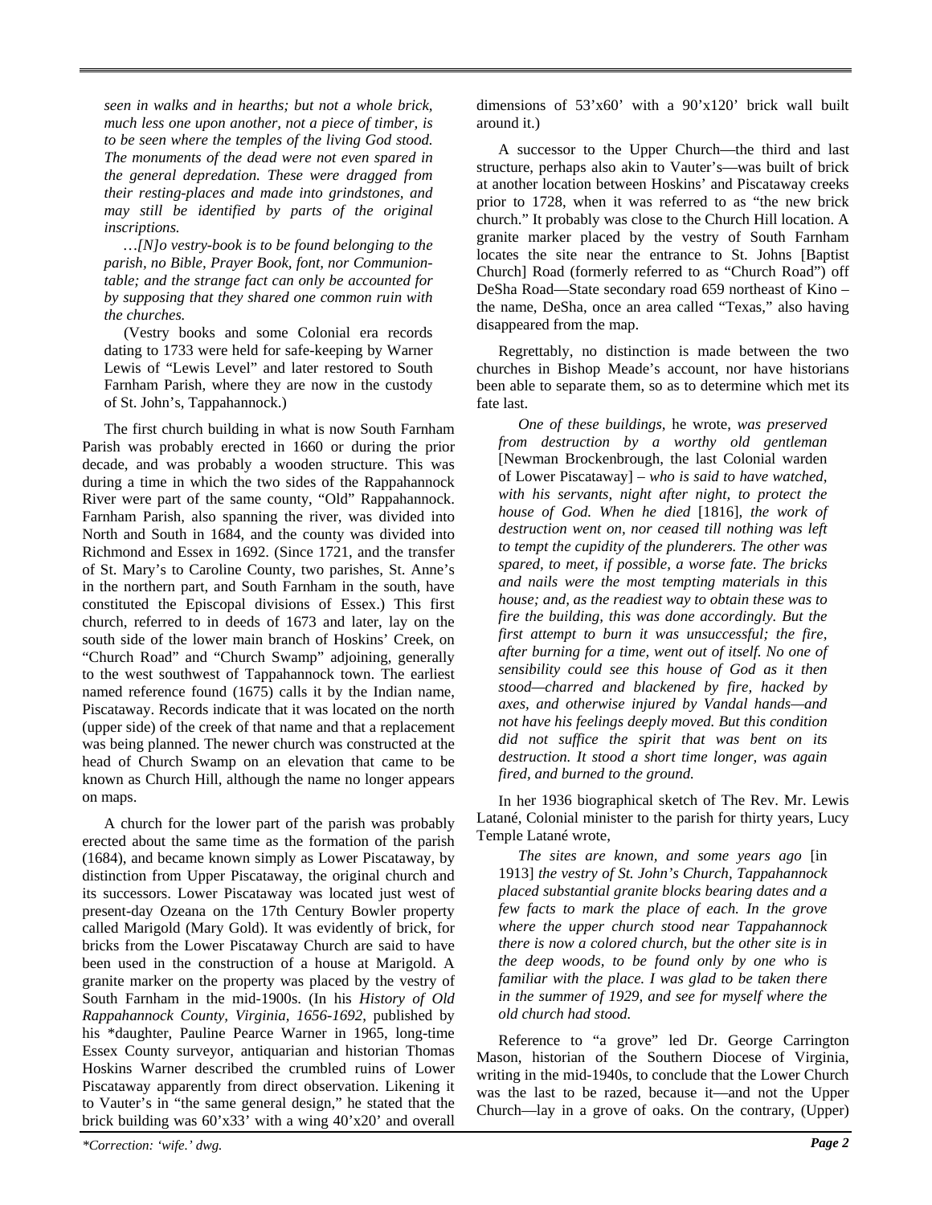*seen in walks and in hearths; but not a whole brick, much less one upon another, not a piece of timber, is to be seen where the temples of the living God stood. The monuments of the dead were not even spared in the general depredation. These were dragged from their resting-places and made into grindstones, and may still be identified by parts of the original inscriptions.*

*…[N]o vestry-book is to be found belonging to the parish, no Bible, Prayer Book, font, nor Communion-table; and the strange fact can only be accounted for by supposing that they shared one common ruin with the churches.*

(Vestry books and some Colonial era records dating to 1733 were held for safe-keeping by Warner Lewis of "Lewis Level" and later restored to South Farnham Parish, where they are now in the custody of St. John's, Tappahannock.)

The first church building in what is now South Farnham Parish was probably erected in 1660 or during the prior decade, and was probably a wooden structure. This was during a time in which the two sides of the Rappahannock River were part of the same county, "Old" Rappahannock. Farnham Parish, also spanning the river, was divided into North and South in 1684, and the county was divided into Richmond and Essex in 1692. (Since 1721, and the transfer of St. Mary's to Caroline County, two parishes, St. Anne's in the northern part, and South Farnham in the south, have constituted the Episcopal divisions of Essex.) This first church, referred to in deeds of 1673 and later, lay on the south side of the lower main branch of Hoskins' Creek, on "Church Road" and "Church Swamp" adjoining, generally to the west southwest of Tappahannock town. The earliest named reference found (1675) calls it by the Indian name, Piscataway. Records indicate that it was located on the north (upper side) of the creek of that name and that a replacement was being planned. The newer church was constructed at the head of Church Swamp on an elevation that came to be known as Church Hill, although the name no longer appears on maps.

A church for the lower part of the parish was probably erected about the same time as the formation of the parish (1684), and became known simply as Lower Piscataway, by distinction from Upper Piscataway, the original church and its successors. Lower Piscataway was located just west of present-day Ozeana on the 17th Century Bowler property called Marigold (Mary Gold). It was evidently of brick, for bricks from the Lower Piscataway Church are said to have been used in the construction of a house at Marigold. A granite marker on the property was placed by the vestry of South Farnham in the mid-1900s. (In his *History of Old Rappahannock County, Virginia, 1656-1692*, published by his *daughter, Pauline Pearce Warner in 1965, long-time Essex County surveyor, antiquarian and historian Thomas Hoskins Warner described the crumbled ruins of Lower Piscataway apparently from direct observation. Likening it to Vauter's in "the same general design," he stated that the brick building was 60'x33' with a wing 40'x20' and overall dimensions of 53'x60' with a 90'x120' brick wall built around it.)

A successor to the Upper Church—the third and last structure, perhaps also akin to Vauter's—was built of brick at another location between Hoskins' and Piscataway creeks prior to 1728, when it was referred to as "the new brick church." It probably was close to the Church Hill location. A granite marker placed by the vestry of South Farnham locates the site near the entrance to St. Johns [Baptist Church] Road (formerly referred to as "Church Road") off DeSha Road—State secondary road 659 northeast of Kino – the name, DeSha, once an area called "Texas," also having disappeared from the map.

Regrettably, no distinction is made between the two churches in Bishop Meade's account, nor have historians been able to separate them, so as to determine which met its fate last.

*One of these buildings,* he wrote, *was preserved from destruction by a worthy old gentleman* [Newman Brockenbrough, the last Colonial warden of Lower Piscataway] – *who is said to have watched, with his servants, night after night, to protect the house of God. When he died* [1816], *the work of destruction went on, nor ceased till nothing was left to tempt the cupidity of the plunderers. The other was spared, to meet, if possible, a worse fate. The bricks and nails were the most tempting materials in this house; and, as the readiest way to obtain these was to fire the building, this was done accordingly. But the first attempt to burn it was unsuccessful; the fire, after burning for a time, went out of itself. No one of sensibility could see this house of God as it then stood—charred and blackened by fire, hacked by axes, and otherwise injured by Vandal hands—and not have his feelings deeply moved. But this condition did not suffice the spirit that was bent on its destruction. It stood a short time longer, was again fired, and burned to the ground.*

In her 1936 biographical sketch of The Rev. Mr. Lewis Latané, Colonial minister to the parish for thirty years, Lucy Temple Latané wrote,

*The sites are known, and some years ago* [in 1913] *the vestry of St. John's Church, Tappahannock placed substantial granite blocks bearing dates and a few facts to mark the place of each. In the grove where the upper church stood near Tappahannock there is now a colored church, but the other site is in the deep woods, to be found only by one who is familiar with the place. I was glad to be taken there in the summer of 1929, and see for myself where the old church had stood.*

Reference to "a grove" led Dr. George Carrington Mason, historian of the Southern Diocese of Virginia, writing in the mid-1940s, to conclude that the Lower Church was the last to be razed, because it—and not the Upper Church—lay in a grove of oaks. On the contrary, (Upper)

*\*Correction: 'wife.' dwg.*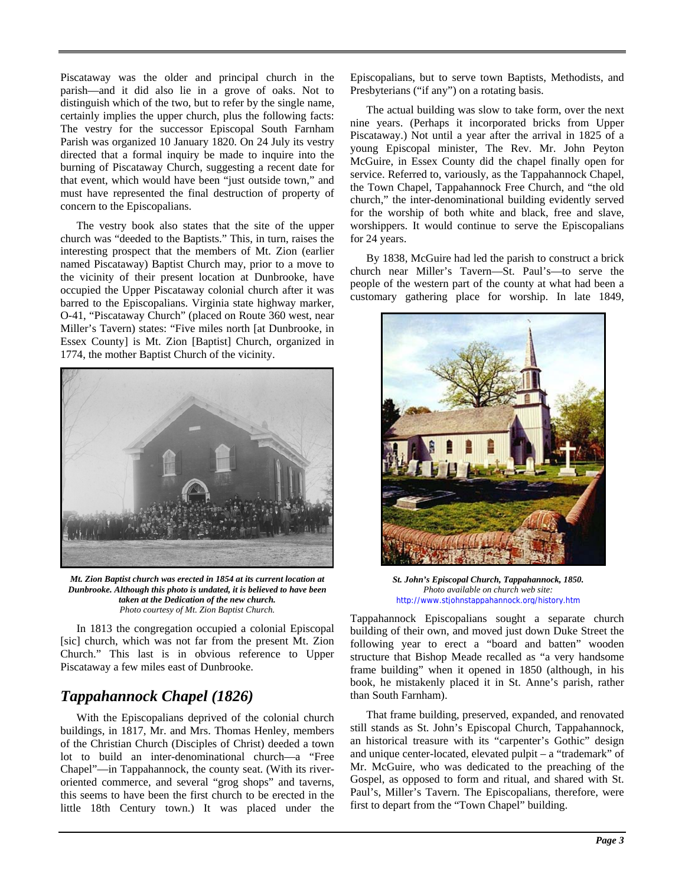Piscataway was the older and principal church in the parish—and it did also lie in a grove of oaks. Not to distinguish which of the two, but to refer by the single name, certainly implies the upper church, plus the following facts: The vestry for the successor Episcopal South Farnham Parish was organized 10 January 1820. On 24 July its vestry directed that a formal inquiry be made to inquire into the burning of Piscataway Church, suggesting a recent date for that event, which would have been "just outside town," and must have represented the final destruction of property of concern to the Episcopalians.

The vestry book also states that the site of the upper church was "deeded to the Baptists." This, in turn, raises the interesting prospect that the members of Mt. Zion (earlier named Piscataway) Baptist Church may, prior to a move to the vicinity of their present location at Dunbrooke, have occupied the Upper Piscataway colonial church after it was barred to the Episcopalians. Virginia state highway marker, O-41, "Piscataway Church" (placed on Route 360 west, near Miller's Tavern) states: "Five miles north [at Dunbrooke, in Essex County] is Mt. Zion [Baptist] Church, organized in 1774, the mother Baptist Church of the vicinity.

***Mt. Zion Baptist church was erected in 1854 at its current location at Dunbrooke. Although this photo is undated, it is believed to have been taken at the Dedication of the new church.***
*Photo courtesy of Mt. Zion Baptist Church.*

In 1813 the congregation occupied a colonial Episcopal [sic] church, which was not far from the present Mt. Zion Church." This last is in obvious reference to Upper Piscataway a few miles east of Dunbrooke.

## *Tappahannock Chapel (1826)*

With the Episcopalians deprived of the colonial church buildings, in 1817, Mr. and Mrs. Thomas Henley, members of the Christian Church (Disciples of Christ) deeded a town lot to build an inter-denominational church—a "Free Chapel"—in Tappahannock, the county seat. (With its river-oriented commerce, and several "grog shops" and taverns, this seems to have been the first church to be erected in the little 18th Century town.) It was placed under the Episcopalians, but to serve town Baptists, Methodists, and Presbyterians ("if any") on a rotating basis.

The actual building was slow to take form, over the next nine years. (Perhaps it incorporated bricks from Upper Piscataway.) Not until a year after the arrival in 1825 of a young Episcopal minister, The Rev. Mr. John Peyton McGuire, in Essex County did the chapel finally open for service. Referred to, variously, as the Tappahannock Chapel, the Town Chapel, Tappahannock Free Church, and "the old church," the inter-denominational building evidently served for the worship of both white and black, free and slave, worshippers. It would continue to serve the Episcopalians for 24 years.

By 1838, McGuire had led the parish to construct a brick church near Miller's Tavern—St. Paul's—to serve the people of the western part of the county at what had been a customary gathering place for worship. In late 1849, Tappahannock Episcopalians sought a separate church building of their own, and moved just down Duke Street the following year to erect a "board and batten" wooden structure that Bishop Meade recalled as "a very handsome frame building" when it opened in 1850 (although, in his book, he mistakenly placed it in St. Anne's parish, rather than South Farnham).

***St. John's Episcopal Church, Tappahannock, 1850.***
*Photo available on church web site:*
http://www.stjohnstappahannock.org/history.htm

That frame building, preserved, expanded, and renovated still stands as St. John's Episcopal Church, Tappahannock, an historical treasure with its "carpenter's Gothic" design and unique center-located, elevated pulpit – a "trademark" of Mr. McGuire, who was dedicated to the preaching of the Gospel, as opposed to form and ritual, and shared with St. Paul's, Miller's Tavern. The Episcopalians, therefore, were first to depart from the "Town Chapel" building.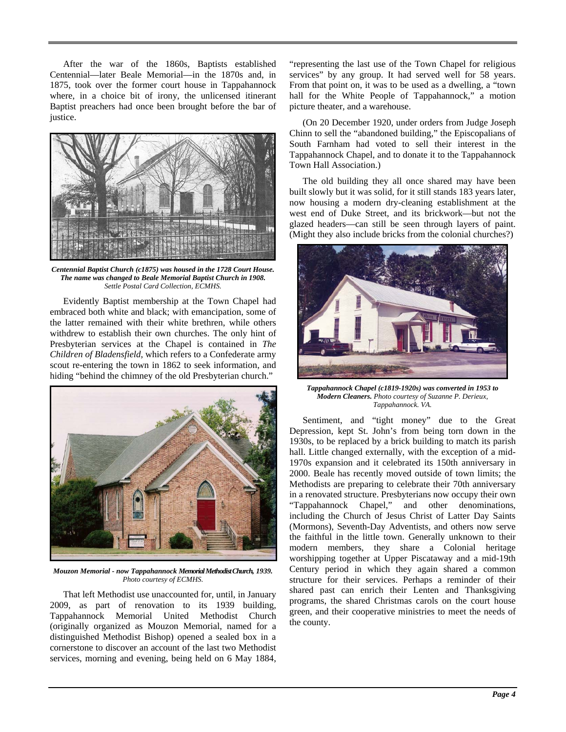After the war of the 1860s, Baptists established Centennial—later Beale Memorial—in the 1870s and, in 1875, took over the former court house in Tappahannock where, in a choice bit of irony, the unlicensed itinerant Baptist preachers had once been brought before the bar of justice.

***Centennial Baptist Church (c1875) was housed in the 1728 Court House. The name was changed to Beale Memorial Baptist Church in 1908.*** *Settle Postal Card Collection, ECMHS.*

Evidently Baptist membership at the Town Chapel had embraced both white and black; with emancipation, some of the latter remained with their white brethren, while others withdrew to establish their own churches. The only hint of Presbyterian services at the Chapel is contained in *The Children of Bladensfield*, which refers to a Confederate army scout re-entering the town in 1862 to seek information, and hiding "behind the chimney of the old Presbyterian church."

***Mouzon Memorial - now Tappahannock Memorial Methodist Church, 1939.*** *Photo courtesy of ECMHS.*

That left Methodist use unaccounted for, until, in January 2009, as part of renovation to its 1939 building, Tappahannock Memorial United Methodist Church (originally organized as Mouzon Memorial, named for a distinguished Methodist Bishop) opened a sealed box in a cornerstone to discover an account of the last two Methodist services, morning and evening, being held on 6 May 1884, "representing the last use of the Town Chapel for religious services" by any group. It had served well for 58 years. From that point on, it was to be used as a dwelling, a "town hall for the White People of Tappahannock," a motion picture theater, and a warehouse.

(On 20 December 1920, under orders from Judge Joseph Chinn to sell the "abandoned building," the Episcopalians of South Farnham had voted to sell their interest in the Tappahannock Chapel, and to donate it to the Tappahannock Town Hall Association.)

The old building they all once shared may have been built slowly but it was solid, for it still stands 183 years later, now housing a modern dry-cleaning establishment at the west end of Duke Street, and its brickwork—but not the glazed headers—can still be seen through layers of paint. (Might they also include bricks from the colonial churches?)

***Tappahannock Chapel (c1819-1920s) was converted in 1953 to Modern Cleaners.*** *Photo courtesy of Suzanne P. Derieux, Tappahannock. VA.*

Sentiment, and "tight money" due to the Great Depression, kept St. John's from being torn down in the 1930s, to be replaced by a brick building to match its parish hall. Little changed externally, with the exception of a mid-1970s expansion and it celebrated its 150th anniversary in 2000. Beale has recently moved outside of town limits; the Methodists are preparing to celebrate their 70th anniversary in a renovated structure. Presbyterians now occupy their own "Tappahannock Chapel," and other denominations, including the Church of Jesus Christ of Latter Day Saints (Mormons), Seventh-Day Adventists, and others now serve the faithful in the little town. Generally unknown to their modern members, they share a Colonial heritage worshipping together at Upper Piscataway and a mid-19th Century period in which they again shared a common structure for their services. Perhaps a reminder of their shared past can enrich their Lenten and Thanksgiving programs, the shared Christmas carols on the court house green, and their cooperative ministries to meet the needs of the county.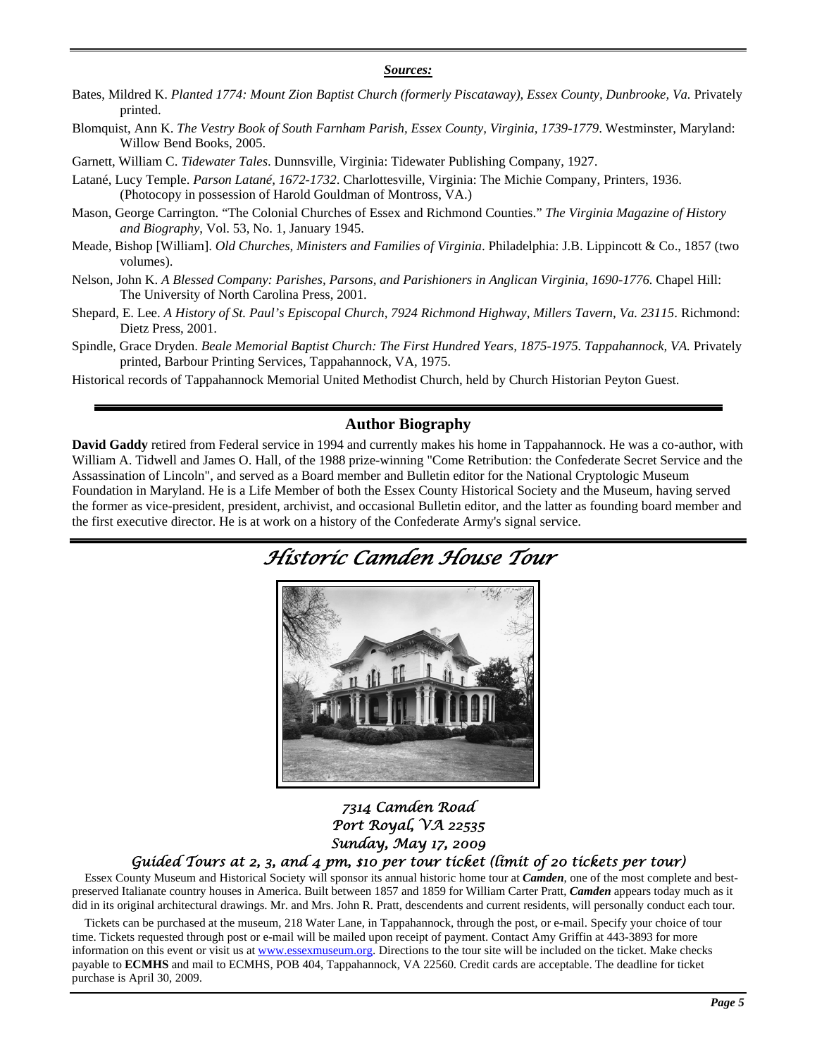***Sources:***

Bates, Mildred K. *Planted 1774: Mount Zion Baptist Church (formerly Piscataway), Essex County, Dunbrooke, Va.* Privately printed.

Blomquist, Ann K. *The Vestry Book of South Farnham Parish, Essex County, Virginia, 1739-1779*. Westminster, Maryland: Willow Bend Books, 2005.

Garnett, William C. *Tidewater Tales*. Dunnsville, Virginia: Tidewater Publishing Company, 1927.

Latané, Lucy Temple. *Parson Latané, 1672-1732*. Charlottesville, Virginia: The Michie Company, Printers, 1936. (Photocopy in possession of Harold Gouldman of Montross, VA.)

Mason, George Carrington. "The Colonial Churches of Essex and Richmond Counties." *The Virginia Magazine of History and Biography*, Vol. 53, No. 1, January 1945.

Meade, Bishop [William]. *Old Churches, Ministers and Families of Virginia*. Philadelphia: J.B. Lippincott & Co., 1857 (two volumes).

Nelson, John K. *A Blessed Company: Parishes, Parsons, and Parishioners in Anglican Virginia, 1690-1776.* Chapel Hill: The University of North Carolina Press, 2001.

Shepard, E. Lee. *A History of St. Paul's Episcopal Church, 7924 Richmond Highway, Millers Tavern, Va. 23115*. Richmond: Dietz Press, 2001.

Spindle, Grace Dryden. *Beale Memorial Baptist Church: The First Hundred Years, 1875-1975. Tappahannock, VA.* Privately printed, Barbour Printing Services, Tappahannock, VA, 1975.

Historical records of Tappahannock Memorial United Methodist Church, held by Church Historian Peyton Guest.

## Author Biography

**David Gaddy** retired from Federal service in 1994 and currently makes his home in Tappahannock. He was a co-author, with William A. Tidwell and James O. Hall, of the 1988 prize-winning "Come Retribution: the Confederate Secret Service and the Assassination of Lincoln", and served as a Board member and Bulletin editor for the National Cryptologic Museum Foundation in Maryland. He is a Life Member of both the Essex County Historical Society and the Museum, having served the former as vice-president, president, archivist, and occasional Bulletin editor, and the latter as founding board member and the first executive director. He is at work on a history of the Confederate Army's signal service.

# *Historic Camden House Tour*

*7314 Camden Road*
*Port Royal, VA 22535*
*Sunday, May 17, 2009*
*Guided Tours at 2, 3, and 4 pm, $10 per tour ticket (limit of 20 tickets per tour)*

Essex County Museum and Historical Society will sponsor its annual historic home tour at ***Camden***, one of the most complete and best-preserved Italianate country houses in America. Built between 1857 and 1859 for William Carter Pratt, ***Camden*** appears today much as it did in its original architectural drawings. Mr. and Mrs. John R. Pratt, descendents and current residents, will personally conduct each tour.

Tickets can be purchased at the museum, 218 Water Lane, in Tappahannock, through the post, or e-mail. Specify your choice of tour time. Tickets requested through post or e-mail will be mailed upon receipt of payment. Contact Amy Griffin at 443-3893 for more information on this event or visit us at www.essexmuseum.org. Directions to the tour site will be included on the ticket. Make checks payable to **ECMHS** and mail to ECMHS, POB 404, Tappahannock, VA 22560. Credit cards are acceptable. The deadline for ticket purchase is April 30, 2009.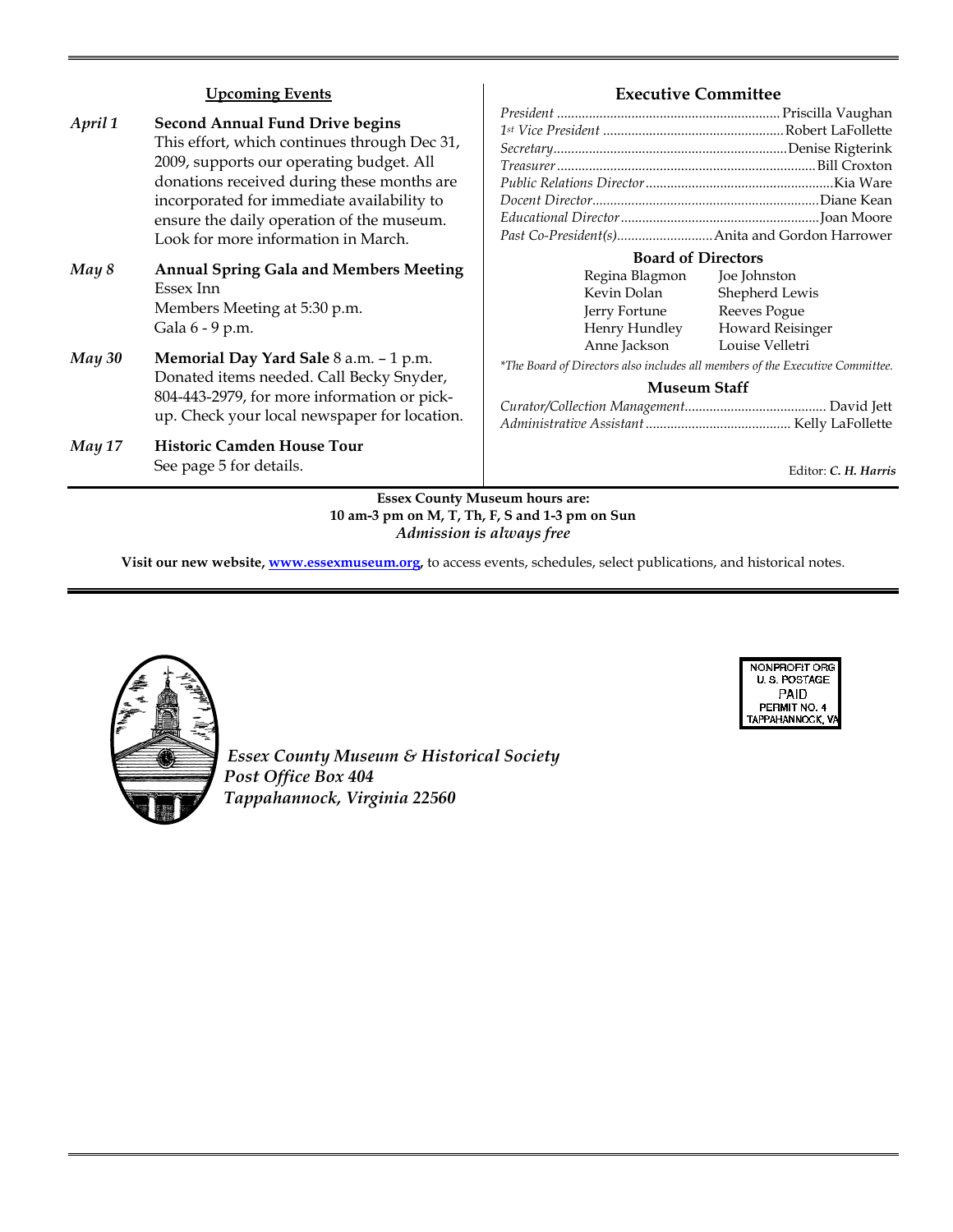## Upcoming Events

***April 1*** **Second Annual Fund Drive begins**
This effort, which continues through Dec 31, 2009, supports our operating budget. All donations received during these months are incorporated for immediate availability to ensure the daily operation of the museum. Look for more information in March.

***May 8*** **Annual Spring Gala and Members Meeting**
Essex Inn
Members Meeting at 5:30 p.m.
Gala 6 - 9 p.m.

***May 30*** **Memorial Day Yard Sale** 8 a.m. – 1 p.m.
Donated items needed. Call Becky Snyder, 804-443-2979, for more information or pick-up. Check your local newspaper for location.

***May 17*** **Historic Camden House Tour**
See page 5 for details.

## Executive Committee

*President* .............................................................. Priscilla Vaughan
*1st Vice President* .................................................. Robert LaFollette
*Secretary*................................................................ Denise Rigterink
*Treasurer* ........................................................................ Bill Croxton
*Public Relations Director* .................................................... Kia Ware
*Docent Director*............................................................... Diane Kean
*Educational Director* ....................................................... Joan Moore
*Past Co-President(s)*........................... Anita and Gordon Harrower

### Board of Directors

| | |
|---|---|
| Regina Blagmon | Joe Johnston |
| Kevin Dolan | Shepherd Lewis |
| Jerry Fortune | Reeves Pogue |
| Henry Hundley | Howard Reisinger |
| Anne Jackson | Louise Velletri |

*\*The Board of Directors also includes all members of the Executive Committee.*

### Museum Staff

*Curator/Collection Management*........................................ David Jett
*Administrative Assistant* ......................................... Kelly LaFollette

Editor: ***C. H. Harris***

**Essex County Museum hours are:**
**10 am-3 pm on M, T, Th, F, S and 1-3 pm on Sun**
***Admission is always free***

**Visit our new website, [www.essexmuseum.org](http://www.essexmuseum.org),** to access events, schedules, select publications, and historical notes.

***Essex County Museum & Historical Society***
***Post Office Box 404***
***Tappahannock, Virginia 22560***

NONPROFIT ORG
U. S. POSTAGE
PAID
PERMIT NO. 4
TAPPAHANNOCK, VA